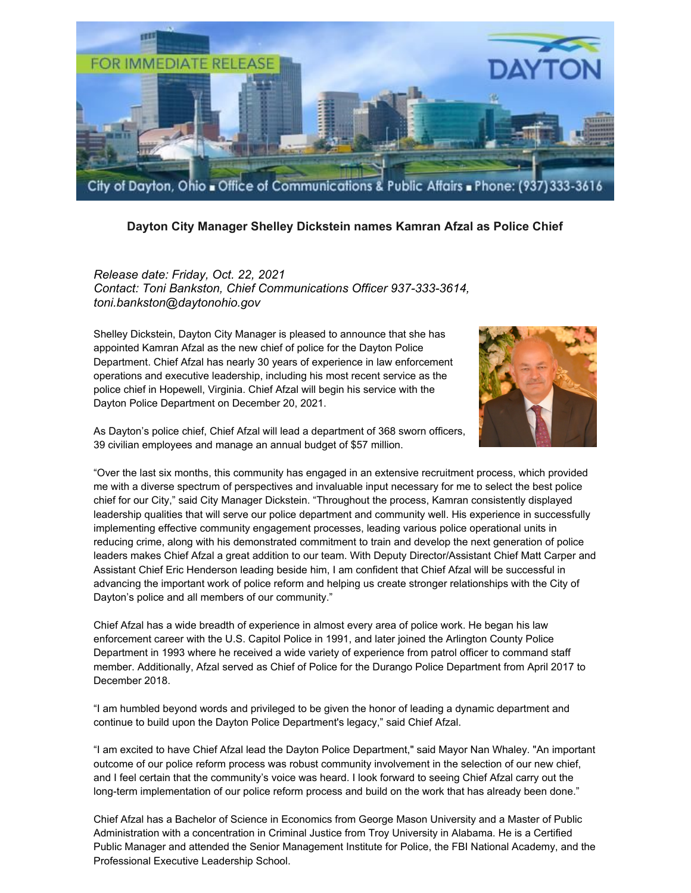FOR IMMEDIATE RELEASE

DAYTON

City of Dayton, Ohio ■ Office of Communications & Public Affairs ■ Phone: (937) 333-3616

## Dayton City Manager Shelley Dickstein names Kamran Afzal as Police Chief

*Release date: Friday, Oct. 22, 2021*
*Contact: Toni Bankston, Chief Communications Officer 937-333-3614, toni.bankston@daytonohio.gov*

Shelley Dickstein, Dayton City Manager is pleased to announce that she has appointed Kamran Afzal as the new chief of police for the Dayton Police Department. Chief Afzal has nearly 30 years of experience in law enforcement operations and executive leadership, including his most recent service as the police chief in Hopewell, Virginia. Chief Afzal will begin his service with the Dayton Police Department on December 20, 2021.

As Dayton's police chief, Chief Afzal will lead a department of 368 sworn officers, 39 civilian employees and manage an annual budget of $57 million.

"Over the last six months, this community has engaged in an extensive recruitment process, which provided me with a diverse spectrum of perspectives and invaluable input necessary for me to select the best police chief for our City," said City Manager Dickstein. "Throughout the process, Kamran consistently displayed leadership qualities that will serve our police department and community well. His experience in successfully implementing effective community engagement processes, leading various police operational units in reducing crime, along with his demonstrated commitment to train and develop the next generation of police leaders makes Chief Afzal a great addition to our team. With Deputy Director/Assistant Chief Matt Carper and Assistant Chief Eric Henderson leading beside him, I am confident that Chief Afzal will be successful in advancing the important work of police reform and helping us create stronger relationships with the City of Dayton's police and all members of our community."

Chief Afzal has a wide breadth of experience in almost every area of police work. He began his law enforcement career with the U.S. Capitol Police in 1991, and later joined the Arlington County Police Department in 1993 where he received a wide variety of experience from patrol officer to command staff member. Additionally, Afzal served as Chief of Police for the Durango Police Department from April 2017 to December 2018.

"I am humbled beyond words and privileged to be given the honor of leading a dynamic department and continue to build upon the Dayton Police Department's legacy," said Chief Afzal.

"I am excited to have Chief Afzal lead the Dayton Police Department," said Mayor Nan Whaley. "An important outcome of our police reform process was robust community involvement in the selection of our new chief, and I feel certain that the community's voice was heard. I look forward to seeing Chief Afzal carry out the long-term implementation of our police reform process and build on the work that has already been done."

Chief Afzal has a Bachelor of Science in Economics from George Mason University and a Master of Public Administration with a concentration in Criminal Justice from Troy University in Alabama. He is a Certified Public Manager and attended the Senior Management Institute for Police, the FBI National Academy, and the Professional Executive Leadership School.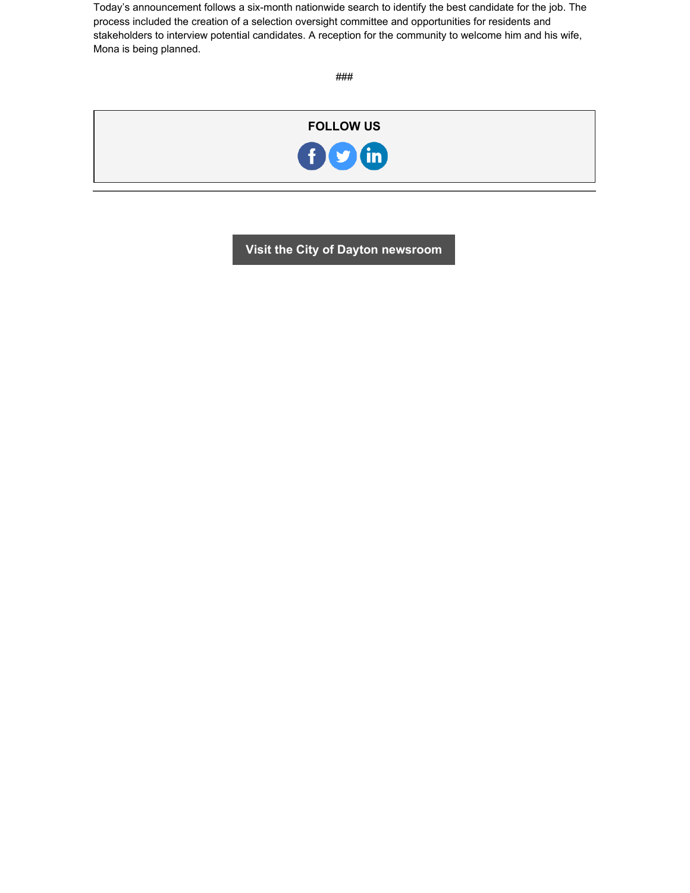Today's announcement follows a six-month nationwide search to identify the best candidate for the job. The process included the creation of a selection oversight committee and opportunities for residents and stakeholders to interview potential candidates. A reception for the community to welcome him and his wife, Mona is being planned.

###

**FOLLOW US**

---

**Visit the City of Dayton newsroom**